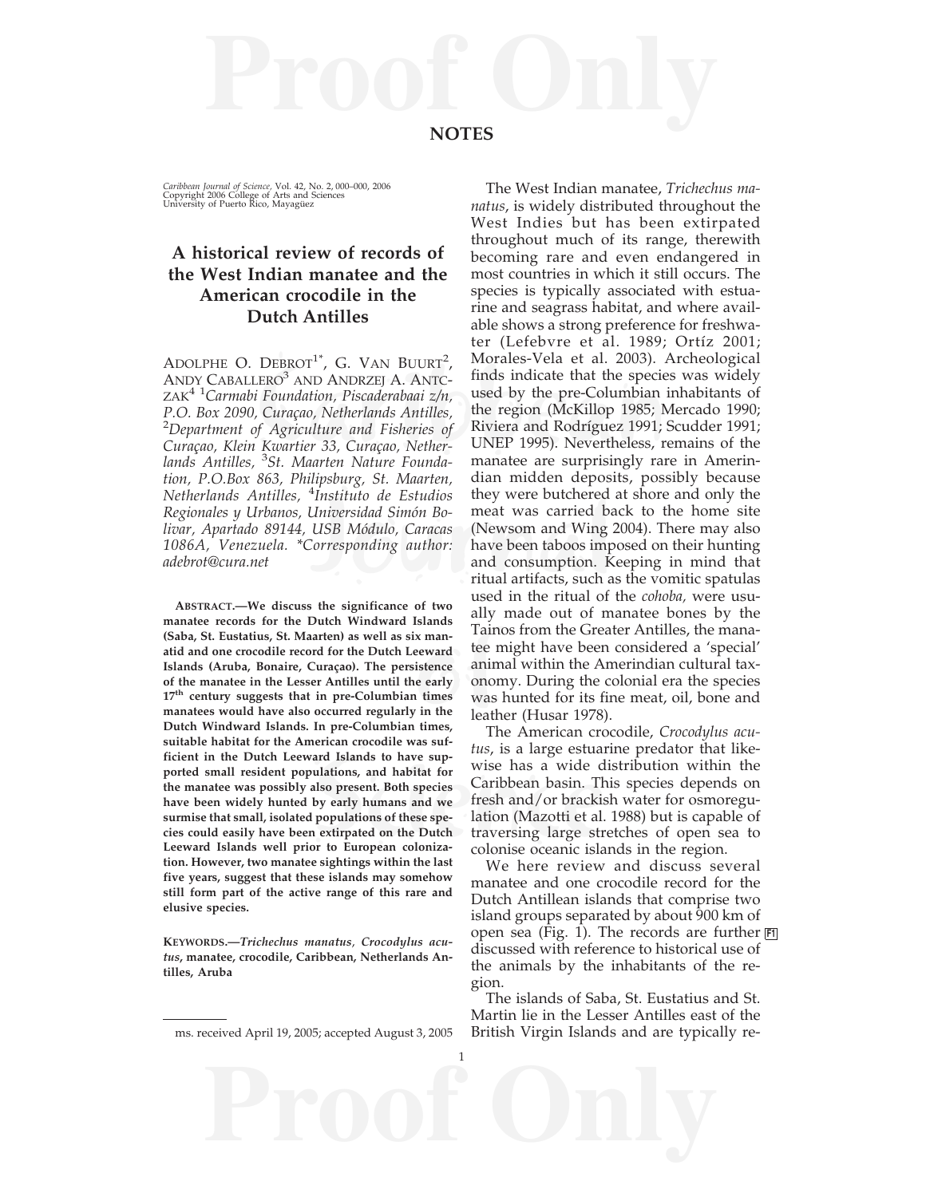## NOTES

# A historical review of records of the West Indian manatee and the American crocodile in the Dutch Antilles

Adolphe O. Debrot[1*], G. van Buurt[2], Andy Caballero[3] and Andrzej A. Antczak[4] [1]*Carmabi Foundation, Piscaderabaai z/n, P.O. Box 2090, Curaçao, Netherlands Antilles,* [2]*Department of Agriculture and Fisheries of Curaçao, Klein Kwartier 33, Curaçao, Netherlands Antilles,* [3]*St. Maarten Nature Foundation, P.O.Box 863, Philipsburg, St. Maarten, Netherlands Antilles,* [4]*Instituto de Estudios Regionales y Urbanos, Universidad Simón Bolivar, Apartado 89144, USB Módulo, Caracas 1086A, Venezuela. \*Corresponding author: adebrot@cura.net*

**Abstract.—We discuss the significance of two manatee records for the Dutch Windward Islands (Saba, St. Eustatius, St. Maarten) as well as six manatid and one crocodile record for the Dutch Leeward Islands (Aruba, Bonaire, Curaçao). The persistence of the manatee in the Lesser Antilles until the early 17th century suggests that in pre-Columbian times manatees would have also occurred regularly in the Dutch Windward Islands. In pre-Columbian times, suitable habitat for the American crocodile was sufficient in the Dutch Leeward Islands to have supported small resident populations, and habitat for the manatee was possibly also present. Both species have been widely hunted by early humans and we surmise that small, isolated populations of these species could easily have been extirpated on the Dutch Leeward Islands well prior to European colonization. However, two manatee sightings within the last five years, suggest that these islands may somehow still form part of the active range of this rare and elusive species.**

**Keywords.—*Trichechus manatus*, *Crocodylus acutus*, manatee, crocodile, Caribbean, Netherlands Antilles, Aruba**

ms. received April 19, 2005; accepted August 3, 2005

The West Indian manatee, *Trichechus manatus*, is widely distributed throughout the West Indies but has been extirpated throughout much of its range, therewith becoming rare and even endangered in most countries in which it still occurs. The species is typically associated with estuarine and seagrass habitat, and where available shows a strong preference for freshwater (Lefebvre et al. 1989; Ortíz 2001; Morales-Vela et al. 2003). Archeological finds indicate that the species was widely used by the pre-Columbian inhabitants of the region (McKillop 1985; Mercado 1990; Riviera and Rodríguez 1991; Scudder 1991; UNEP 1995). Nevertheless, remains of the manatee are surprisingly rare in Amerindian midden deposits, possibly because they were butchered at shore and only the meat was carried back to the home site (Newsom and Wing 2004). There may also have been taboos imposed on their hunting and consumption. Keeping in mind that ritual artifacts, such as the vomitic spatulas used in the ritual of the *cohoba,* were usually made out of manatee bones by the Tainos from the Greater Antilles, the manatee might have been considered a 'special' animal within the Amerindian cultural taxonomy. During the colonial era the species was hunted for its fine meat, oil, bone and leather (Husar 1978).

The American crocodile, *Crocodylus acutus*, is a large estuarine predator that likewise has a wide distribution within the Caribbean basin. This species depends on fresh and/or brackish water for osmoregulation (Mazotti et al. 1988) but is capable of traversing large stretches of open sea to colonise oceanic islands in the region.

We here review and discuss several manatee and one crocodile record for the Dutch Antillean islands that comprise two island groups separated by about 900 km of open sea (Fig. 1). The records are further discussed with reference to historical use of the animals by the inhabitants of the region.

The islands of Saba, St. Eustatius and St. Martin lie in the Lesser Antilles east of the British Virgin Islands and are typically re-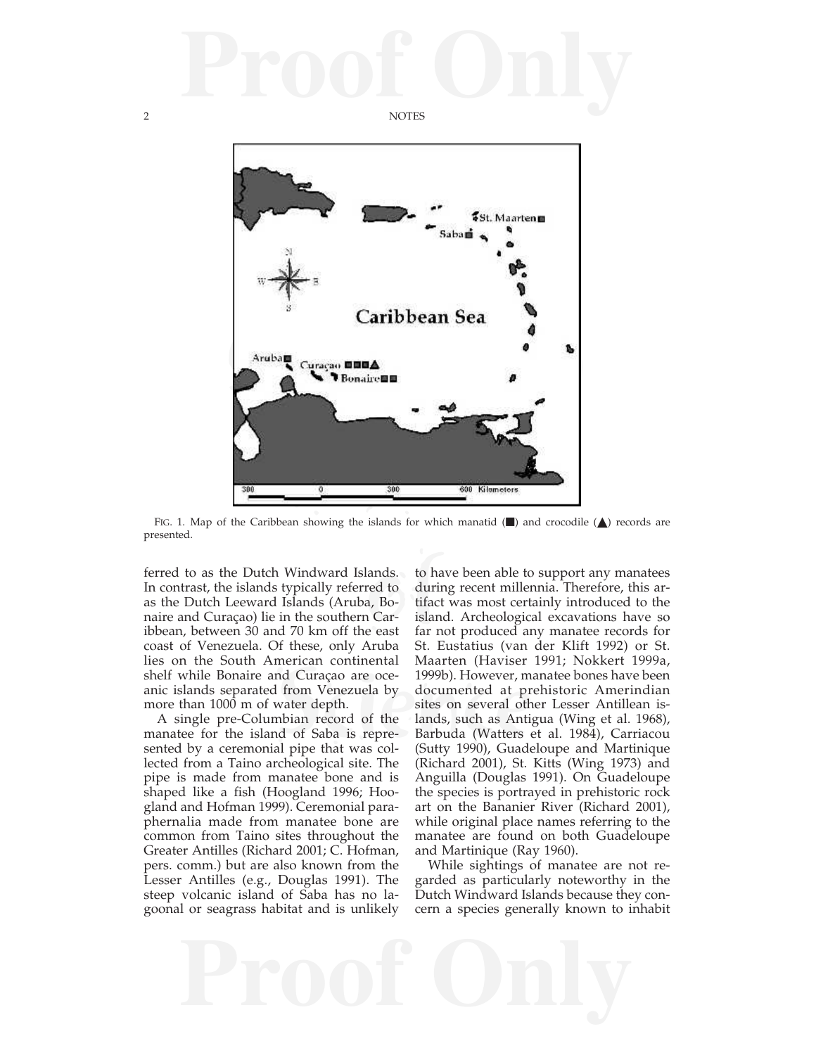FIG. 1. Map of the Caribbean showing the islands for which manatid (■) and crocodile (▲) records are presented.

ferred to as the Dutch Windward Islands. In contrast, the islands typically referred to as the Dutch Leeward Islands (Aruba, Bonaire and Curaçao) lie in the southern Caribbean, between 30 and 70 km off the east coast of Venezuela. Of these, only Aruba lies on the South American continental shelf while Bonaire and Curaçao are oceanic islands separated from Venezuela by more than 1000 m of water depth.

A single pre-Columbian record of the manatee for the island of Saba is represented by a ceremonial pipe that was collected from a Taino archeological site. The pipe is made from manatee bone and is shaped like a fish (Hoogland 1996; Hoogland and Hofman 1999). Ceremonial paraphernalia made from manatee bone are common from Taino sites throughout the Greater Antilles (Richard 2001; C. Hofman, pers. comm.) but are also known from the Lesser Antilles (e.g., Douglas 1991). The steep volcanic island of Saba has no lagoonal or seagrass habitat and is unlikely to have been able to support any manatees during recent millennia. Therefore, this artifact was most certainly introduced to the island. Archeological excavations have so far not produced any manatee records for St. Eustatius (van der Klift 1992) or St. Maarten (Haviser 1991; Nokkert 1999a, 1999b). However, manatee bones have been documented at prehistoric Amerindian sites on several other Lesser Antillean islands, such as Antigua (Wing et al. 1968), Barbuda (Watters et al. 1984), Carriacou (Sutty 1990), Guadeloupe and Martinique (Richard 2001), St. Kitts (Wing 1973) and Anguilla (Douglas 1991). On Guadeloupe the species is portrayed in prehistoric rock art on the Bananier River (Richard 2001), while original place names referring to the manatee are found on both Guadeloupe and Martinique (Ray 1960).

While sightings of manatee are not regarded as particularly noteworthy in the Dutch Windward Islands because they concern a species generally known to inhabit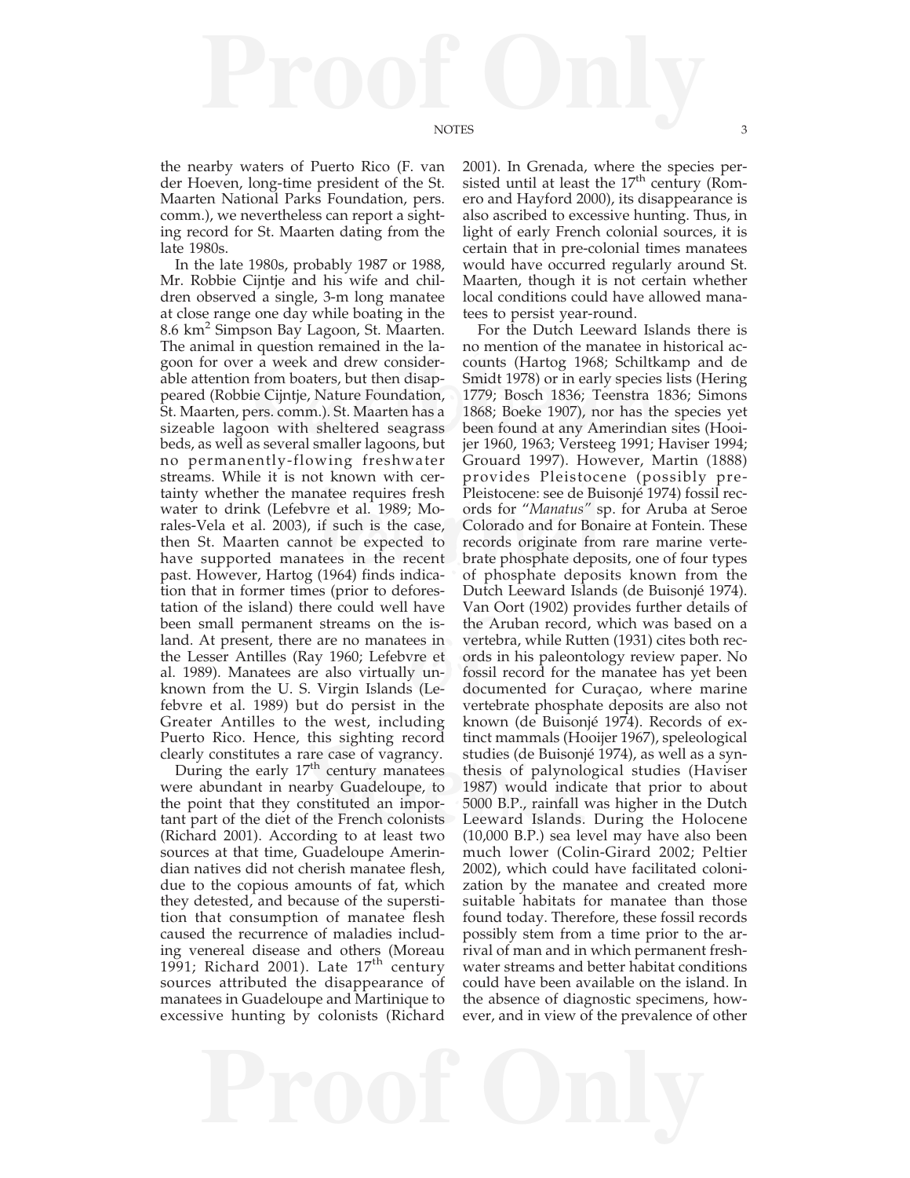the nearby waters of Puerto Rico (F. van der Hoeven, long-time president of the St. Maarten National Parks Foundation, pers. comm.), we nevertheless can report a sighting record for St. Maarten dating from the late 1980s.

In the late 1980s, probably 1987 or 1988, Mr. Robbie Cijntje and his wife and children observed a single, 3-m long manatee at close range one day while boating in the 8.6 km$^2$ Simpson Bay Lagoon, St. Maarten. The animal in question remained in the lagoon for over a week and drew considerable attention from boaters, but then disappeared (Robbie Cijntje, Nature Foundation, St. Maarten, pers. comm.). St. Maarten has a sizeable lagoon with sheltered seagrass beds, as well as several smaller lagoons, but no permanently-flowing freshwater streams. While it is not known with certainty whether the manatee requires fresh water to drink (Lefebvre et al. 1989; Morales-Vela et al. 2003), if such is the case, then St. Maarten cannot be expected to have supported manatees in the recent past. However, Hartog (1964) finds indication that in former times (prior to deforestation of the island) there could well have been small permanent streams on the island. At present, there are no manatees in the Lesser Antilles (Ray 1960; Lefebvre et al. 1989). Manatees are also virtually unknown from the U. S. Virgin Islands (Lefebvre et al. 1989) but do persist in the Greater Antilles to the west, including Puerto Rico. Hence, this sighting record clearly constitutes a rare case of vagrancy.

During the early 17$^{th}$ century manatees were abundant in nearby Guadeloupe, to the point that they constituted an important part of the diet of the French colonists (Richard 2001). According to at least two sources at that time, Guadeloupe Amerindian natives did not cherish manatee flesh, due to the copious amounts of fat, which they detested, and because of the superstition that consumption of manatee flesh caused the recurrence of maladies including venereal disease and others (Moreau 1991; Richard 2001). Late 17$^{th}$ century sources attributed the disappearance of manatees in Guadeloupe and Martinique to excessive hunting by colonists (Richard 2001). In Grenada, where the species persisted until at least the 17$^{th}$ century (Romero and Hayford 2000), its disappearance is also ascribed to excessive hunting. Thus, in light of early French colonial sources, it is certain that in pre-colonial times manatees would have occurred regularly around St. Maarten, though it is not certain whether local conditions could have allowed manatees to persist year-round.

For the Dutch Leeward Islands there is no mention of the manatee in historical accounts (Hartog 1968; Schiltkamp and de Smidt 1978) or in early species lists (Hering 1779; Bosch 1836; Teenstra 1836; Simons 1868; Boeke 1907), nor has the species yet been found at any Amerindian sites (Hooijer 1960, 1963; Versteeg 1991; Haviser 1994; Grouard 1997). However, Martin (1888) provides Pleistocene (possibly pre-Pleistocene: see de Buisonjé 1974) fossil records for "*Manatus*" sp. for Aruba at Seroe Colorado and for Bonaire at Fontein. These records originate from rare marine vertebrate phosphate deposits, one of four types of phosphate deposits known from the Dutch Leeward Islands (de Buisonjé 1974). Van Oort (1902) provides further details of the Aruban record, which was based on a vertebra, while Rutten (1931) cites both records in his paleontology review paper. No fossil record for the manatee has yet been documented for Curaçao, where marine vertebrate phosphate deposits are also not known (de Buisonjé 1974). Records of extinct mammals (Hooijer 1967), speleological studies (de Buisonjé 1974), as well as a synthesis of palynological studies (Haviser 1987) would indicate that prior to about 5000 B.P., rainfall was higher in the Dutch Leeward Islands. During the Holocene (10,000 B.P.) sea level may have also been much lower (Colin-Girard 2002; Peltier 2002), which could have facilitated colonization by the manatee and created more suitable habitats for manatee than those found today. Therefore, these fossil records possibly stem from a time prior to the arrival of man and in which permanent freshwater streams and better habitat conditions could have been available on the island. In the absence of diagnostic specimens, however, and in view of the prevalence of other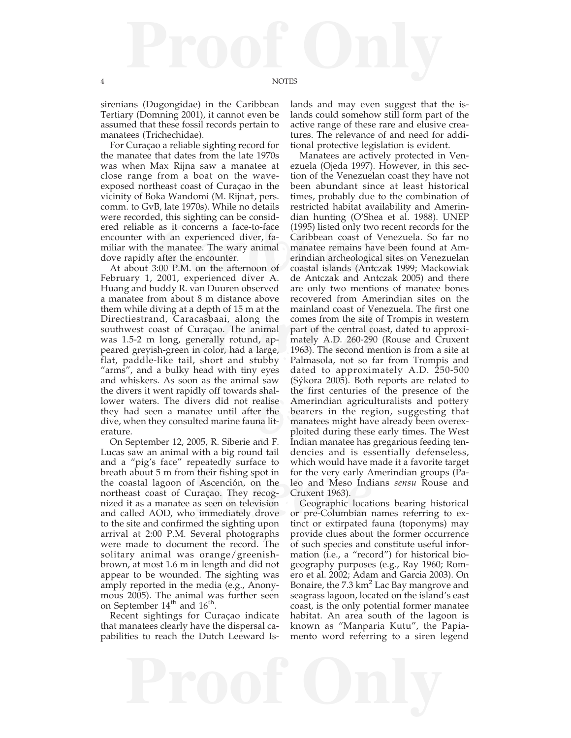sirenians (Dugongidae) in the Caribbean Tertiary (Domning 2001), it cannot even be assumed that these fossil records pertain to manatees (Trichechidae).

For Curaçao a reliable sighting record for the manatee that dates from the late 1970s was when Max Rijna saw a manatee at close range from a boat on the wave-exposed northeast coast of Curaçao in the vicinity of Boka Wandomi (M. Rijna†, pers. comm. to GvB, late 1970s). While no details were recorded, this sighting can be considered reliable as it concerns a face-to-face encounter with an experienced diver, familiar with the manatee. The wary animal dove rapidly after the encounter.

At about 3:00 P.M. on the afternoon of February 1, 2001, experienced diver A. Huang and buddy R. van Duuren observed a manatee from about 8 m distance above them while diving at a depth of 15 m at the Directiestrand, Caracasbaai, along the southwest coast of Curaçao. The animal was 1.5-2 m long, generally rotund, appeared greyish-green in color, had a large, flat, paddle-like tail, short and stubby "arms", and a bulky head with tiny eyes and whiskers. As soon as the animal saw the divers it went rapidly off towards shallower waters. The divers did not realise they had seen a manatee until after the dive, when they consulted marine fauna literature.

On September 12, 2005, R. Siberie and F. Lucas saw an animal with a big round tail and a "pig's face" repeatedly surface to breath about 5 m from their fishing spot in the coastal lagoon of Ascención, on the northeast coast of Curaçao. They recognized it as a manatee as seen on television and called AOD, who immediately drove to the site and confirmed the sighting upon arrival at 2:00 P.M. Several photographs were made to document the record. The solitary animal was orange/greenish-brown, at most 1.6 m in length and did not appear to be wounded. The sighting was amply reported in the media (e.g., Anonymous 2005). The animal was further seen on September 14th and 16th.

Recent sightings for Curaçao indicate that manatees clearly have the dispersal capabilities to reach the Dutch Leeward Islands and may even suggest that the islands could somehow still form part of the active range of these rare and elusive creatures. The relevance of and need for additional protective legislation is evident.

Manatees are actively protected in Venezuela (Ojeda 1997). However, in this section of the Venezuelan coast they have not been abundant since at least historical times, probably due to the combination of restricted habitat availability and Amerindian hunting (O'Shea et al. 1988). UNEP (1995) listed only two recent records for the Caribbean coast of Venezuela. So far no manatee remains have been found at Amerindian archeological sites on Venezuelan coastal islands (Antczak 1999; Mackowiak de Antczak and Antczak 2005) and there are only two mentions of manatee bones recovered from Amerindian sites on the mainland coast of Venezuela. The first one comes from the site of Trompis in western part of the central coast, dated to approximately A.D. 260-290 (Rouse and Cruxent 1963). The second mention is from a site at Palmasola, not so far from Trompis and dated to approximately A.D. 250-500 (Sýkora 2005). Both reports are related to the first centuries of the presence of the Amerindian agriculturalists and pottery bearers in the region, suggesting that manatees might have already been overexploited during these early times. The West Indian manatee has gregarious feeding tendencies and is essentially defenseless, which would have made it a favorite target for the very early Amerindian groups (Paleo and Meso Indians *sensu* Rouse and Cruxent 1963).

Geographic locations bearing historical or pre-Columbian names referring to extinct or extirpated fauna (toponyms) may provide clues about the former occurrence of such species and constitute useful information (i.e., a "record") for historical biogeography purposes (e.g., Ray 1960; Romero et al. 2002; Adam and Garcia 2003). On Bonaire, the 7.3 km$^2$ Lac Bay mangrove and seagrass lagoon, located on the island's east coast, is the only potential former manatee habitat. An area south of the lagoon is known as "Manparia Kutu", the Papiamento word referring to a siren legend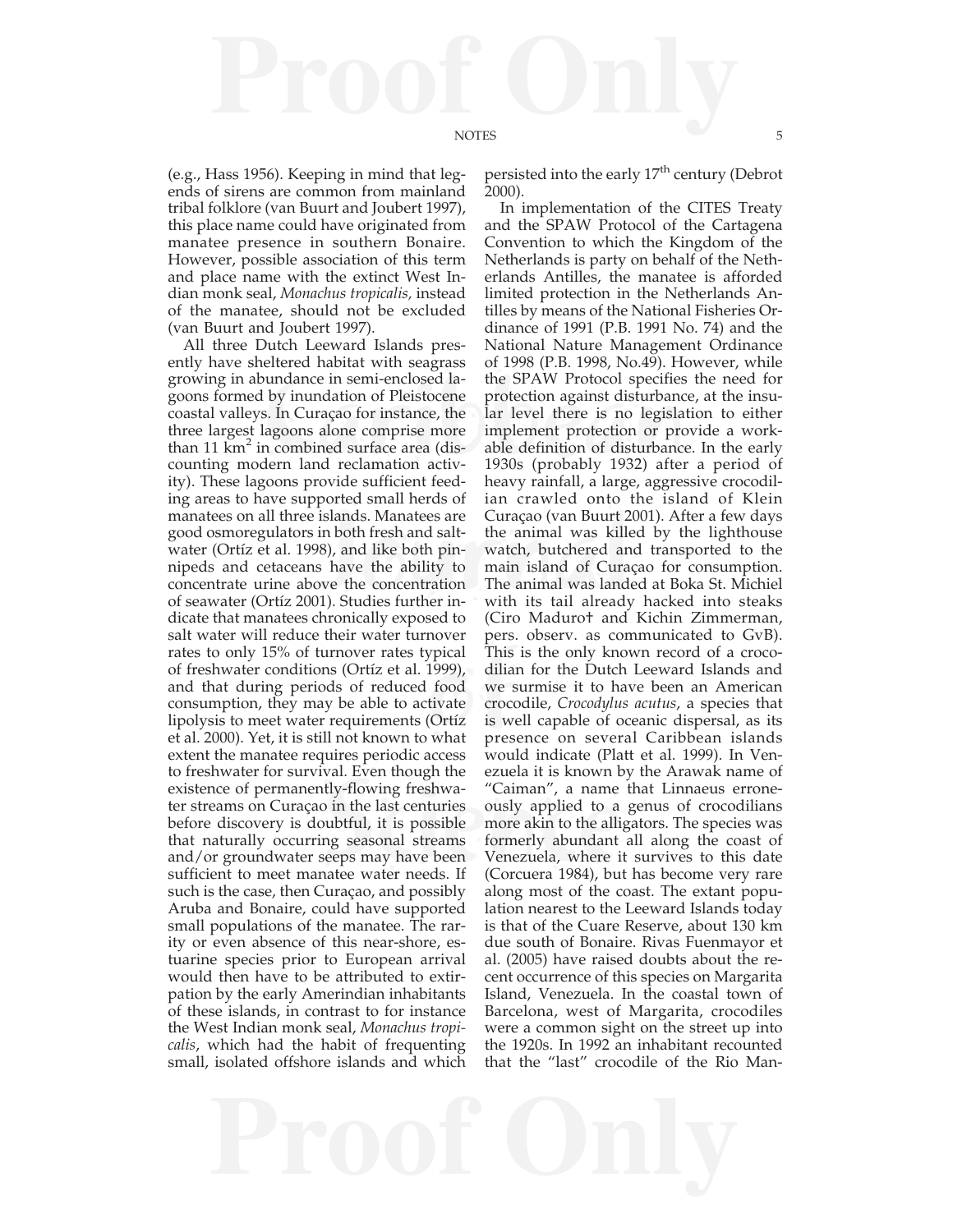(e.g., Hass 1956). Keeping in mind that legends of sirens are common from mainland tribal folklore (van Buurt and Joubert 1997), this place name could have originated from manatee presence in southern Bonaire. However, possible association of this term and place name with the extinct West Indian monk seal, *Monachus tropicalis,* instead of the manatee, should not be excluded (van Buurt and Joubert 1997).

All three Dutch Leeward Islands presently have sheltered habitat with seagrass growing in abundance in semi-enclosed lagoons formed by inundation of Pleistocene coastal valleys. In Curaçao for instance, the three largest lagoons alone comprise more than 11 km$^2$ in combined surface area (discounting modern land reclamation activity). These lagoons provide sufficient feeding areas to have supported small herds of manatees on all three islands. Manatees are good osmoregulators in both fresh and saltwater (Ortíz et al. 1998), and like both pinnipeds and cetaceans have the ability to concentrate urine above the concentration of seawater (Ortíz 2001). Studies further indicate that manatees chronically exposed to salt water will reduce their water turnover rates to only 15% of turnover rates typical of freshwater conditions (Ortíz et al. 1999), and that during periods of reduced food consumption, they may be able to activate lipolysis to meet water requirements (Ortíz et al. 2000). Yet, it is still not known to what extent the manatee requires periodic access to freshwater for survival. Even though the existence of permanently-flowing freshwater streams on Curaçao in the last centuries before discovery is doubtful, it is possible that naturally occurring seasonal streams and/or groundwater seeps may have been sufficient to meet manatee water needs. If such is the case, then Curaçao, and possibly Aruba and Bonaire, could have supported small populations of the manatee. The rarity or even absence of this near-shore, estuarine species prior to European arrival would then have to be attributed to extirpation by the early Amerindian inhabitants of these islands, in contrast to for instance the West Indian monk seal, *Monachus tropicalis*, which had the habit of frequenting small, isolated offshore islands and which persisted into the early 17$^{th}$ century (Debrot 2000).

In implementation of the CITES Treaty and the SPAW Protocol of the Cartagena Convention to which the Kingdom of the Netherlands is party on behalf of the Netherlands Antilles, the manatee is afforded limited protection in the Netherlands Antilles by means of the National Fisheries Ordinance of 1991 (P.B. 1991 No. 74) and the National Nature Management Ordinance of 1998 (P.B. 1998, No.49). However, while the SPAW Protocol specifies the need for protection against disturbance, at the insular level there is no legislation to either implement protection or provide a workable definition of disturbance. In the early 1930s (probably 1932) after a period of heavy rainfall, a large, aggressive crocodilian crawled onto the island of Klein Curaçao (van Buurt 2001). After a few days the animal was killed by the lighthouse watch, butchered and transported to the main island of Curaçao for consumption. The animal was landed at Boka St. Michiel with its tail already hacked into steaks (Ciro Maduro† and Kichin Zimmerman, pers. observ. as communicated to GvB). This is the only known record of a crocodilian for the Dutch Leeward Islands and we surmise it to have been an American crocodile, *Crocodylus acutus*, a species that is well capable of oceanic dispersal, as its presence on several Caribbean islands would indicate (Platt et al. 1999). In Venezuela it is known by the Arawak name of "Caiman", a name that Linnaeus erroneously applied to a genus of crocodilians more akin to the alligators. The species was formerly abundant all along the coast of Venezuela, where it survives to this date (Corcuera 1984), but has become very rare along most of the coast. The extant population nearest to the Leeward Islands today is that of the Cuare Reserve, about 130 km due south of Bonaire. Rivas Fuenmayor et al. (2005) have raised doubts about the recent occurrence of this species on Margarita Island, Venezuela. In the coastal town of Barcelona, west of Margarita, crocodiles were a common sight on the street up into the 1920s. In 1992 an inhabitant recounted that the "last" crocodile of the Rio Man-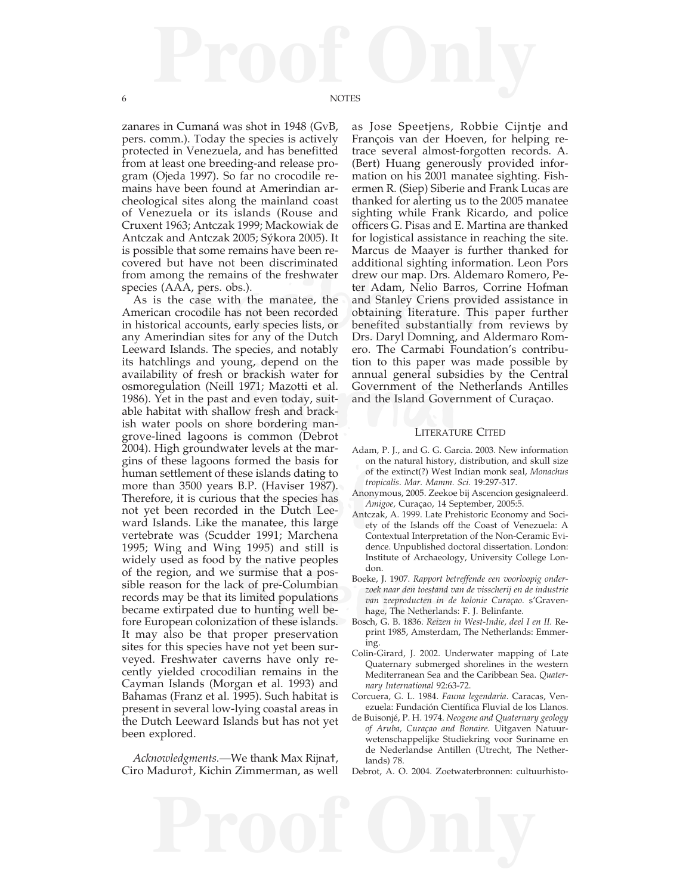zanares in Cumaná was shot in 1948 (GvB, pers. comm.). Today the species is actively protected in Venezuela, and has benefitted from at least one breeding-and release program (Ojeda 1997). So far no crocodile remains have been found at Amerindian archeological sites along the mainland coast of Venezuela or its islands (Rouse and Cruxent 1963; Antczak 1999; Mackowiak de Antczak and Antczak 2005; Sýkora 2005). It is possible that some remains have been recovered but have not been discriminated from among the remains of the freshwater species (AAA, pers. obs.).

As is the case with the manatee, the American crocodile has not been recorded in historical accounts, early species lists, or any Amerindian sites for any of the Dutch Leeward Islands. The species, and notably its hatchlings and young, depend on the availability of fresh or brackish water for osmoregulation (Neill 1971; Mazotti et al. 1986). Yet in the past and even today, suitable habitat with shallow fresh and brackish water pools on shore bordering mangrove-lined lagoons is common (Debrot 2004). High groundwater levels at the margins of these lagoons formed the basis for human settlement of these islands dating to more than 3500 years B.P. (Haviser 1987). Therefore, it is curious that the species has not yet been recorded in the Dutch Leeward Islands. Like the manatee, this large vertebrate was (Scudder 1991; Marchena 1995; Wing and Wing 1995) and still is widely used as food by the native peoples of the region, and we surmise that a possible reason for the lack of pre-Columbian records may be that its limited populations became extirpated due to hunting well before European colonization of these islands. It may also be that proper preservation sites for this species have not yet been surveyed. Freshwater caverns have only recently yielded crocodilian remains in the Cayman Islands (Morgan et al. 1993) and Bahamas (Franz et al. 1995). Such habitat is present in several low-lying coastal areas in the Dutch Leeward Islands but has not yet been explored.

*Acknowledgments.*—We thank Max Rijna†, Ciro Maduro†, Kichin Zimmerman, as well as Jose Speetjens, Robbie Cijntje and François van der Hoeven, for helping retrace several almost-forgotten records. A. (Bert) Huang generously provided information on his 2001 manatee sighting. Fishermen R. (Siep) Siberie and Frank Lucas are thanked for alerting us to the 2005 manatee sighting while Frank Ricardo, and police officers G. Pisas and E. Martina are thanked for logistical assistance in reaching the site. Marcus de Maayer is further thanked for additional sighting information. Leon Pors drew our map. Drs. Aldemaro Romero, Peter Adam, Nelio Barros, Corrine Hofman and Stanley Criens provided assistance in obtaining literature. This paper further benefited substantially from reviews by Drs. Daryl Domning, and Aldermaro Romero. The Carmabi Foundation's contribution to this paper was made possible by annual general subsidies by the Central Government of the Netherlands Antilles and the Island Government of Curaçao.

## Literature Cited

Adam, P. J., and G. G. Garcia. 2003. New information on the natural history, distribution, and skull size of the extinct(?) West Indian monk seal, *Monachus tropicalis*. *Mar. Mamm. Sci.* 19:297-317.

Anonymous, 2005. Zeekoe bij Ascencion gesignaleerd. *Amigoe,* Curaçao, 14 September, 2005:5.

Antczak, A. 1999. Late Prehistoric Economy and Society of the Islands off the Coast of Venezuela: A Contextual Interpretation of the Non-Ceramic Evidence. Unpublished doctoral dissertation. London: Institute of Archaeology, University College London.

Boeke, J. 1907. *Rapport betreffende een voorloopig onderzoek naar den toestand van de visscherij en de industrie van zeeproducten in de kolonie Curaçao.* s'Gravenhage, The Netherlands: F. J. Belinfante.

Bosch, G. B. 1836. *Reizen in West-Indie, deel I en II.* Reprint 1985, Amsterdam, The Netherlands: Emmering.

Colin-Girard, J. 2002. Underwater mapping of Late Quaternary submerged shorelines in the western Mediterranean Sea and the Caribbean Sea. *Quaternary International* 92:63-72.

Corcuera, G. L. 1984. *Fauna legendaria*. Caracas, Venezuela: Fundación Científica Fluvial de los Llanos.

de Buisonjé, P. H. 1974. *Neogene and Quaternary geology of Aruba, Curaçao and Bonaire.* Uitgaven Natuurwetenschappelijke Studiekring voor Suriname en de Nederlandse Antillen (Utrecht, The Netherlands) 78.

Debrot, A. O. 2004. Zoetwaterbronnen: cultuurhisto-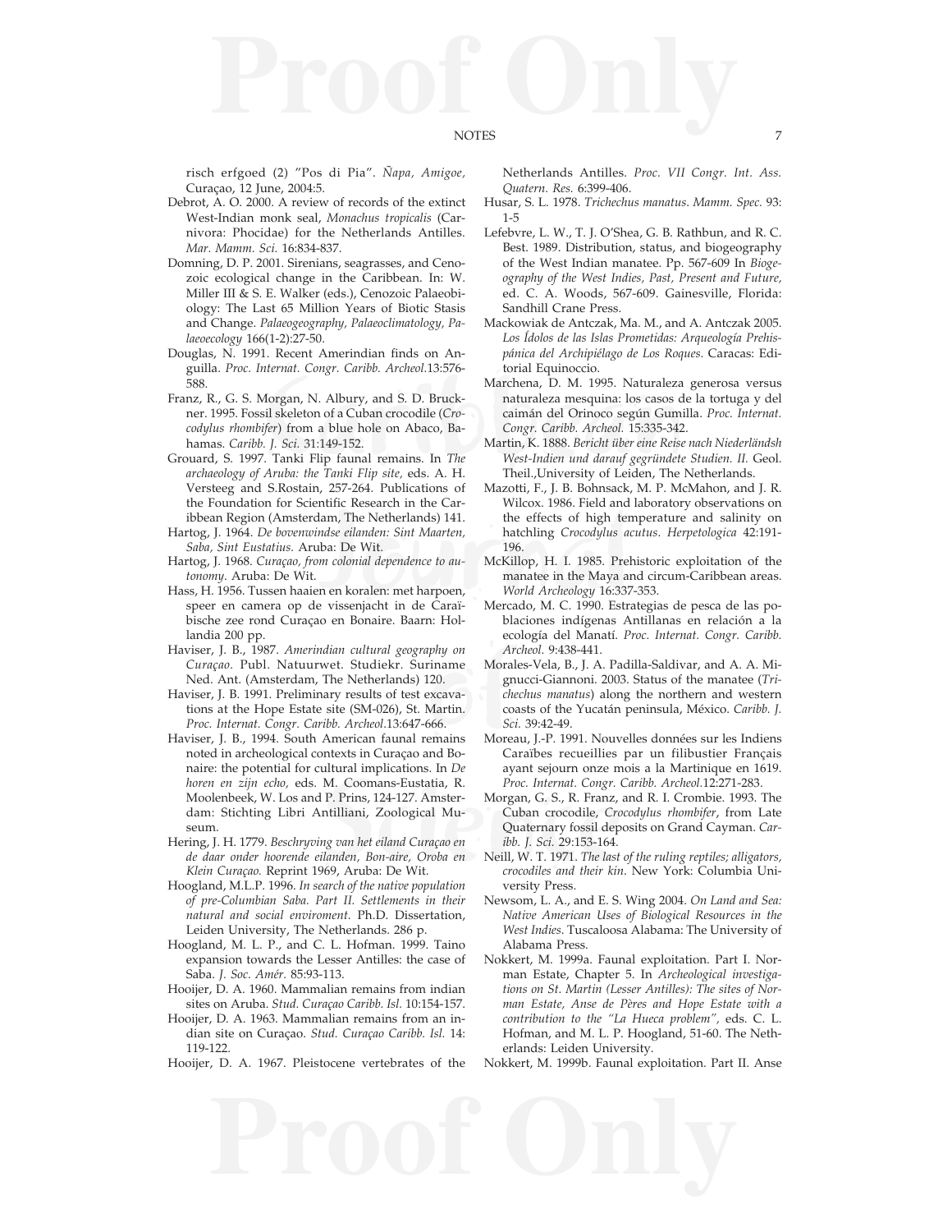risch erfgoed (2) "Pos di Pia". *Ñapa, Amigoe,* Curaçao, 12 June, 2004:5.

Debrot, A. O. 2000. A review of records of the extinct West-Indian monk seal, *Monachus tropicalis* (Carnivora: Phocidae) for the Netherlands Antilles. *Mar. Mamm. Sci.* 16:834-837.

Domning, D. P. 2001. Sirenians, seagrasses, and Cenozoic ecological change in the Caribbean. In: W. Miller III & S. E. Walker (eds.), Cenozoic Palaeobiology: The Last 65 Million Years of Biotic Stasis and Change. *Palaeogeography, Palaeoclimatology, Palaeoecology* 166(1-2):27-50.

Douglas, N. 1991. Recent Amerindian finds on Anguilla. *Proc. Internat. Congr. Caribb. Archeol.*13:576-588.

Franz, R., G. S. Morgan, N. Albury, and S. D. Buckner. 1995. Fossil skeleton of a Cuban crocodile (*Crocodylus rhombifer*) from a blue hole on Abaco, Bahamas. *Caribb. J. Sci.* 31:149-152.

Grouard, S. 1997. Tanki Flip faunal remains. In *The archaeology of Aruba: the Tanki Flip site,* eds. A. H. Versteeg and S.Rostain, 257-264. Publications of the Foundation for Scientific Research in the Caribbean Region (Amsterdam, The Netherlands) 141.

Hartog, J. 1964. *De bovenwindse eilanden: Sint Maarten, Saba, Sint Eustatius.* Aruba: De Wit.

Hartog, J. 1968. *Curaçao, from colonial dependence to autonomy*. Aruba: De Wit.

Hass, H. 1956. Tussen haaien en koralen: met harpoen, speer en camera op de vissenjacht in de Caraïbische zee rond Curaçao en Bonaire. Baarn: Hollandia 200 pp.

Haviser, J. B., 1987. *Amerindian cultural geography on Curaçao.* Publ. Natuurwet. Studiekr. Suriname Ned. Ant. (Amsterdam, The Netherlands) 120.

Haviser, J. B. 1991. Preliminary results of test excavations at the Hope Estate site (SM-026), St. Martin. *Proc. Internat. Congr. Caribb. Archeol.*13:647-666.

Haviser, J. B., 1994. South American faunal remains noted in archeological contexts in Curaçao and Bonaire: the potential for cultural implications. In *De horen en zijn echo,* eds. M. Coomans-Eustatia, R. Moolenbeek, W. Los and P. Prins, 124-127. Amsterdam: Stichting Libri Antilliani, Zoological Museum.

Hering, J. H. 1779. *Beschryving van het eiland Curaçao en de daar onder hoorende eilanden, Bon-aire, Oroba en Klein Curaçao.* Reprint 1969, Aruba: De Wit.

Hoogland, M.L.P. 1996. *In search of the native population of pre-Columbian Saba. Part II. Settlements in their natural and social enviroment.* Ph.D. Dissertation, Leiden University, The Netherlands. 286 p.

Hoogland, M. L. P., and C. L. Hofman. 1999. Taino expansion towards the Lesser Antilles: the case of Saba. *J. Soc. Amér.* 85:93-113.

Hooijer, D. A. 1960. Mammalian remains from indian sites on Aruba. *Stud. Curaçao Caribb. Isl.* 10:154-157.

Hooijer, D. A. 1963. Mammalian remains from an indian site on Curaçao. *Stud. Curaçao Caribb. Isl.* 14: 119-122.

Hooijer, D. A. 1967. Pleistocene vertebrates of the Netherlands Antilles. *Proc. VII Congr. Int. Ass. Quatern. Res.* 6:399-406.

Husar, S. L. 1978. *Trichechus manatus*. *Mamm. Spec.* 93: 1-5

Lefebvre, L. W., T. J. O'Shea, G. B. Rathbun, and R. C. Best. 1989. Distribution, status, and biogeography of the West Indian manatee. Pp. 567-609 In *Biogeography of the West Indies, Past, Present and Future,* ed. C. A. Woods, 567-609. Gainesville, Florida: Sandhill Crane Press.

Mackowiak de Antczak, Ma. M., and A. Antczak 2005. *Los Ídolos de las Islas Prometidas: Arqueología Prehispánica del Archipiélago de Los Roques*. Caracas: Editorial Equinoccio.

Marchena, D. M. 1995. Naturaleza generosa versus naturaleza mesquina: los casos de la tortuga y del caimán del Orinoco según Gumilla. *Proc. Internat. Congr. Caribb. Archeol.* 15:335-342.

Martin, K. 1888. *Bericht über eine Reise nach Niederländsh West-Indien und darauf gegründete Studien. II*. Geol. Theil.,University of Leiden, The Netherlands.

Mazotti, F., J. B. Bohnsack, M. P. McMahon, and J. R. Wilcox. 1986. Field and laboratory observations on the effects of high temperature and salinity on hatchling *Crocodylus acutus*. *Herpetologica* 42:191-196.

McKillop, H. I. 1985. Prehistoric exploitation of the manatee in the Maya and circum-Caribbean areas. *World Archeology* 16:337-353.

Mercado, M. C. 1990. Estrategias de pesca de las poblaciones indígenas Antillanas en relación a la ecología del Manatí. *Proc. Internat. Congr. Caribb. Archeol.* 9:438-441.

Morales-Vela, B., J. A. Padilla-Saldivar, and A. A. Mignucci-Giannoni. 2003. Status of the manatee (*Trichechus manatus*) along the northern and western coasts of the Yucatán peninsula, México. *Caribb. J. Sci.* 39:42-49.

Moreau, J.-P. 1991. Nouvelles données sur les Indiens Caraïbes recueillies par un filibustier Français ayant sejourn onze mois a la Martinique en 1619. *Proc. Internat. Congr. Caribb. Archeol.*12:271-283.

Morgan, G. S., R. Franz, and R. I. Crombie. 1993. The Cuban crocodile, *Crocodylus rhombifer*, from Late Quaternary fossil deposits on Grand Cayman. *Caribb. J. Sci.* 29:153-164.

Neill, W. T. 1971. *The last of the ruling reptiles; alligators, crocodiles and their kin*. New York: Columbia University Press.

Newsom, L. A., and E. S. Wing 2004. *On Land and Sea: Native American Uses of Biological Resources in the West Indies*. Tuscaloosa Alabama: The University of Alabama Press.

Nokkert, M. 1999a. Faunal exploitation. Part I. Norman Estate, Chapter 5. In *Archeological investigations on St. Martin (Lesser Antilles): The sites of Norman Estate, Anse de Pères and Hope Estate with a contribution to the "La Hueca problem"*, eds. C. L. Hofman, and M. L. P. Hoogland, 51-60. The Netherlands: Leiden University.

Nokkert, M. 1999b. Faunal exploitation. Part II. Anse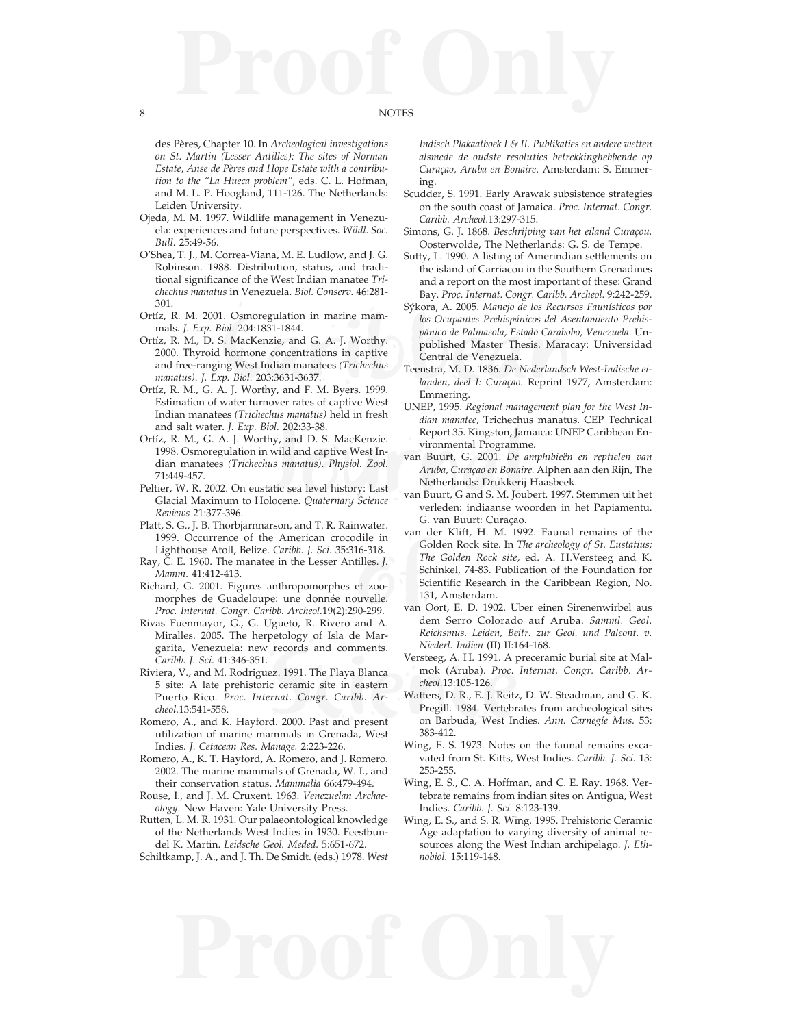des Pères, Chapter 10. In *Archeological investigations on St. Martin (Lesser Antilles): The sites of Norman Estate, Anse de Pères and Hope Estate with a contribution to the "La Hueca problem"*, eds. C. L. Hofman, and M. L. P. Hoogland, 111-126. The Netherlands: Leiden University.

Ojeda, M. M. 1997. Wildlife management in Venezuela: experiences and future perspectives. *Wildl. Soc. Bull.* 25:49-56.

O'Shea, T. J., M. Correa-Viana, M. E. Ludlow, and J. G. Robinson. 1988. Distribution, status, and traditional significance of the West Indian manatee *Trichechus manatus* in Venezuela. *Biol. Conserv.* 46:281-301.

Ortíz, R. M. 2001. Osmoregulation in marine mammals. *J. Exp. Biol.* 204:1831-1844.

Ortíz, R. M., D. S. MacKenzie, and G. A. J. Worthy. 2000. Thyroid hormone concentrations in captive and free-ranging West Indian manatees *(Trichechus manatus)*. *J. Exp. Biol.* 203:3631-3637.

Ortíz, R. M., G. A. J. Worthy, and F. M. Byers. 1999. Estimation of water turnover rates of captive West Indian manatees *(Trichechus manatus)* held in fresh and salt water. *J. Exp. Biol.* 202:33-38.

Ortíz, R. M., G. A. J. Worthy, and D. S. MacKenzie. 1998. Osmoregulation in wild and captive West Indian manatees *(Trichechus manatus)*. *Physiol. Zool.* 71:449-457.

Peltier, W. R. 2002. On eustatic sea level history: Last Glacial Maximum to Holocene. *Quaternary Science Reviews* 21:377-396.

Platt, S. G., J. B. Thorbjarnnarson, and T. R. Rainwater. 1999. Occurrence of the American crocodile in Lighthouse Atoll, Belize. *Caribb. J. Sci.* 35:316-318.

Ray, C. E. 1960. The manatee in the Lesser Antilles. *J. Mamm.* 41:412-413.

Richard, G. 2001. Figures anthropomorphes et zoomorphes de Guadeloupe: une donnée nouvelle. *Proc. Internat. Congr. Caribb. Archeol.*19(2):290-299.

Rivas Fuenmayor, G., G. Ugueto, R. Rivero and A. Miralles. 2005. The herpetology of Isla de Margarita, Venezuela: new records and comments. *Caribb. J. Sci.* 41:346-351.

Riviera, V., and M. Rodriguez. 1991. The Playa Blanca 5 site: A late prehistoric ceramic site in eastern Puerto Rico. *Proc. Internat. Congr. Caribb. Archeol.*13:541-558.

Romero, A., and K. Hayford. 2000. Past and present utilization of marine mammals in Grenada, West Indies. *J. Cetacean Res. Manage.* 2:223-226.

Romero, A., K. T. Hayford, A. Romero, and J. Romero. 2002. The marine mammals of Grenada, W. I., and their conservation status. *Mammalia* 66:479-494.

Rouse, I., and J. M. Cruxent. 1963. *Venezuelan Archaeology*. New Haven: Yale University Press.

Rutten, L. M. R. 1931. Our palaeontological knowledge of the Netherlands West Indies in 1930. Feestbundel K. Martin. *Leidsche Geol. Meded.* 5:651-672.

Schiltkamp, J. A., and J. Th. De Smidt. (eds.) 1978. *West Indisch Plakaatboek I & II. Publikaties en andere wetten alsmede de oudste resoluties betrekkinghebbende op Curaçao, Aruba en Bonaire*. Amsterdam: S. Emmering.

Scudder, S. 1991. Early Arawak subsistence strategies on the south coast of Jamaica. *Proc. Internat. Congr. Caribb. Archeol.*13:297-315.

Simons, G. J. 1868. *Beschrijving van het eiland Curaçou.* Oosterwolde, The Netherlands: G. S. de Tempe.

Sutty, L. 1990. A listing of Amerindian settlements on the island of Carriacou in the Southern Grenadines and a report on the most important of these: Grand Bay. *Proc. Internat. Congr. Caribb. Archeol.* 9:242-259.

Sýkora, A. 2005. *Manejo de los Recursos Faunísticos por los Ocupantes Prehispánicos del Asentamiento Prehispánico de Palmasola, Estado Carabobo, Venezuela*. Unpublished Master Thesis. Maracay: Universidad Central de Venezuela.

Teenstra, M. D. 1836. *De Nederlandsch West-Indische eilanden, deel I: Curaçao.* Reprint 1977, Amsterdam: Emmering.

UNEP, 1995. *Regional management plan for the West Indian manatee,* Trichechus manatus. CEP Technical Report 35. Kingston, Jamaica: UNEP Caribbean Environmental Programme.

van Buurt, G. 2001. *De amphibieën en reptielen van Aruba, Curaçao en Bonaire.* Alphen aan den Rijn, The Netherlands: Drukkerij Haasbeek.

van Buurt, G and S. M. Joubert. 1997. Stemmen uit het verleden: indiaanse woorden in het Papiamentu. G. van Buurt: Curaçao.

van der Klift, H. M. 1992. Faunal remains of the Golden Rock site. In *The archeology of St. Eustatius; The Golden Rock site,* ed. A. H.Versteeg and K. Schinkel, 74-83. Publication of the Foundation for Scientific Research in the Caribbean Region, No. 131, Amsterdam.

van Oort, E. D. 1902. Uber einen Sirenenwirbel aus dem Serro Colorado auf Aruba. *Samml. Geol. Reichsmus. Leiden, Beitr. zur Geol. und Paleont. v. Niederl. Indien* (II) II:164-168.

Versteeg, A. H. 1991. A preceramic burial site at Malmok (Aruba). *Proc. Internat. Congr. Caribb. Archeol.*13:105-126.

Watters, D. R., E. J. Reitz, D. W. Steadman, and G. K. Pregill. 1984. Vertebrates from archeological sites on Barbuda, West Indies. *Ann. Carnegie Mus.* 53: 383-412.

Wing, E. S. 1973. Notes on the faunal remains excavated from St. Kitts, West Indies. *Caribb. J. Sci.* 13: 253-255.

Wing, E. S., C. A. Hoffman, and C. E. Ray. 1968. Vertebrate remains from indian sites on Antigua, West Indies. *Caribb. J. Sci.* 8:123-139.

Wing, E. S., and S. R. Wing. 1995. Prehistoric Ceramic Age adaptation to varying diversity of animal resources along the West Indian archipelago. *J. Ethnobiol.* 15:119-148.